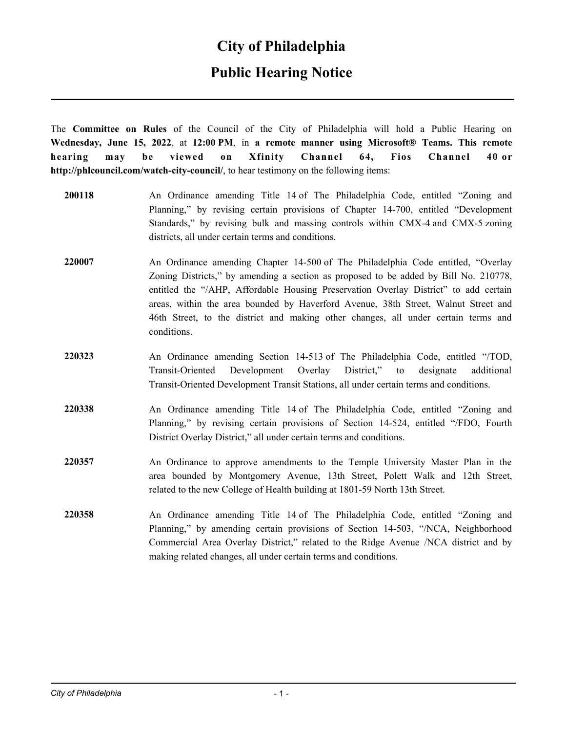# City of Philadelphia

## Public Hearing Notice

---

The **Committee on Rules** of the Council of the City of Philadelphia will hold a Public Hearing on **Wednesday, June 15, 2022**, at **12:00 PM**, in **a remote manner using Microsoft® Teams. This remote hearing may be viewed on Xfinity Channel 64, Fios Channel 40 or http://phlcouncil.com/watch-city-council/**, to hear testimony on the following items:

**200118** An Ordinance amending Title 14 of The Philadelphia Code, entitled "Zoning and Planning," by revising certain provisions of Chapter 14-700, entitled "Development Standards," by revising bulk and massing controls within CMX-4 and CMX-5 zoning districts, all under certain terms and conditions.

**220007** An Ordinance amending Chapter 14-500 of The Philadelphia Code entitled, "Overlay Zoning Districts," by amending a section as proposed to be added by Bill No. 210778, entitled the "/AHP, Affordable Housing Preservation Overlay District" to add certain areas, within the area bounded by Haverford Avenue, 38th Street, Walnut Street and 46th Street, to the district and making other changes, all under certain terms and conditions.

**220323** An Ordinance amending Section 14-513 of The Philadelphia Code, entitled "/TOD, Transit-Oriented Development Overlay District," to designate additional Transit-Oriented Development Transit Stations, all under certain terms and conditions.

**220338** An Ordinance amending Title 14 of The Philadelphia Code, entitled "Zoning and Planning," by revising certain provisions of Section 14-524, entitled "/FDO, Fourth District Overlay District," all under certain terms and conditions.

**220357** An Ordinance to approve amendments to the Temple University Master Plan in the area bounded by Montgomery Avenue, 13th Street, Polett Walk and 12th Street, related to the new College of Health building at 1801-59 North 13th Street.

**220358** An Ordinance amending Title 14 of The Philadelphia Code, entitled "Zoning and Planning," by amending certain provisions of Section 14-503, "/NCA, Neighborhood Commercial Area Overlay District," related to the Ridge Avenue /NCA district and by making related changes, all under certain terms and conditions.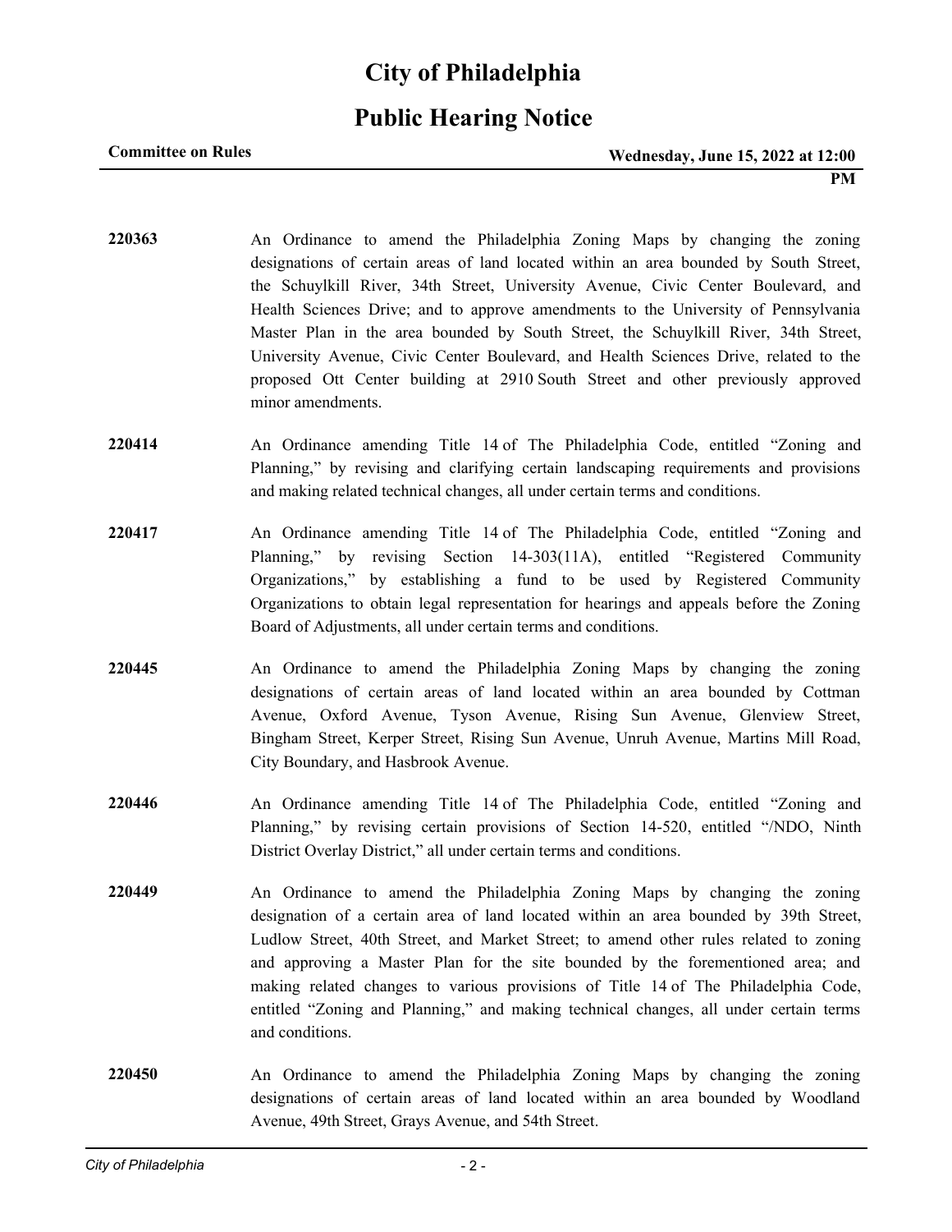# City of Philadelphia

## Public Hearing Notice

**Committee on Rules** **Wednesday, June 15, 2022 at 12:00 PM**

**220363** An Ordinance to amend the Philadelphia Zoning Maps by changing the zoning designations of certain areas of land located within an area bounded by South Street, the Schuylkill River, 34th Street, University Avenue, Civic Center Boulevard, and Health Sciences Drive; and to approve amendments to the University of Pennsylvania Master Plan in the area bounded by South Street, the Schuylkill River, 34th Street, University Avenue, Civic Center Boulevard, and Health Sciences Drive, related to the proposed Ott Center building at 2910 South Street and other previously approved minor amendments.

**220414** An Ordinance amending Title 14 of The Philadelphia Code, entitled "Zoning and Planning," by revising and clarifying certain landscaping requirements and provisions and making related technical changes, all under certain terms and conditions.

**220417** An Ordinance amending Title 14 of The Philadelphia Code, entitled "Zoning and Planning," by revising Section 14-303(11A), entitled "Registered Community Organizations," by establishing a fund to be used by Registered Community Organizations to obtain legal representation for hearings and appeals before the Zoning Board of Adjustments, all under certain terms and conditions.

**220445** An Ordinance to amend the Philadelphia Zoning Maps by changing the zoning designations of certain areas of land located within an area bounded by Cottman Avenue, Oxford Avenue, Tyson Avenue, Rising Sun Avenue, Glenview Street, Bingham Street, Kerper Street, Rising Sun Avenue, Unruh Avenue, Martins Mill Road, City Boundary, and Hasbrook Avenue.

**220446** An Ordinance amending Title 14 of The Philadelphia Code, entitled "Zoning and Planning," by revising certain provisions of Section 14-520, entitled "/NDO, Ninth District Overlay District," all under certain terms and conditions.

**220449** An Ordinance to amend the Philadelphia Zoning Maps by changing the zoning designation of a certain area of land located within an area bounded by 39th Street, Ludlow Street, 40th Street, and Market Street; to amend other rules related to zoning and approving a Master Plan for the site bounded by the forementioned area; and making related changes to various provisions of Title 14 of The Philadelphia Code, entitled "Zoning and Planning," and making technical changes, all under certain terms and conditions.

**220450** An Ordinance to amend the Philadelphia Zoning Maps by changing the zoning designations of certain areas of land located within an area bounded by Woodland Avenue, 49th Street, Grays Avenue, and 54th Street.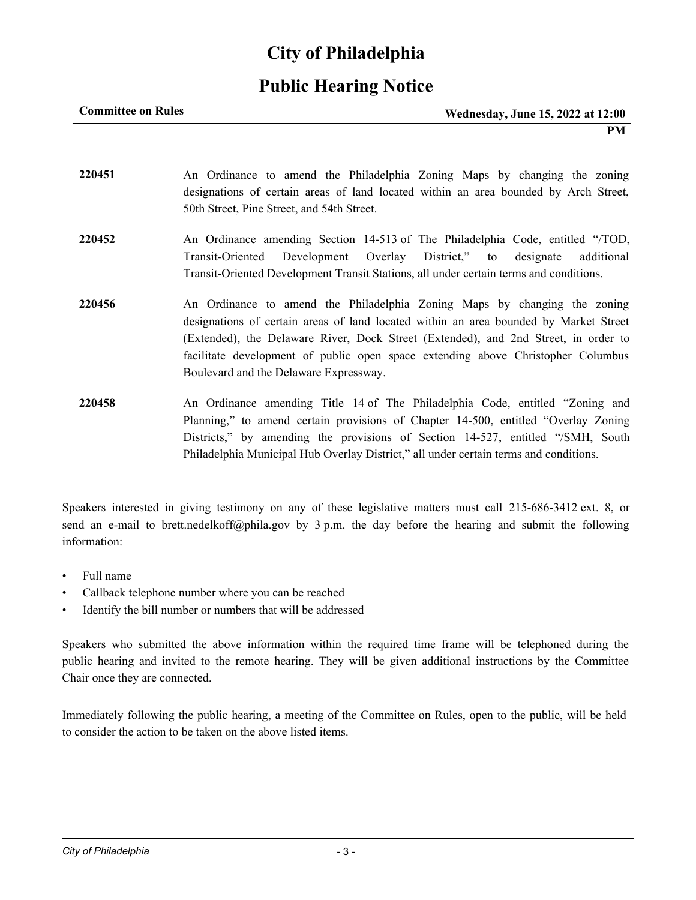# City of Philadelphia

## Public Hearing Notice

**Committee on Rules** **Wednesday, June 15, 2022 at 12:00 PM**

| | |
|---|---|
| **220451** | An Ordinance to amend the Philadelphia Zoning Maps by changing the zoning designations of certain areas of land located within an area bounded by Arch Street, 50th Street, Pine Street, and 54th Street. |
| **220452** | An Ordinance amending Section 14-513 of The Philadelphia Code, entitled "/TOD, Transit-Oriented Development Overlay District," to designate additional Transit-Oriented Development Transit Stations, all under certain terms and conditions. |
| **220456** | An Ordinance to amend the Philadelphia Zoning Maps by changing the zoning designations of certain areas of land located within an area bounded by Market Street (Extended), the Delaware River, Dock Street (Extended), and 2nd Street, in order to facilitate development of public open space extending above Christopher Columbus Boulevard and the Delaware Expressway. |
| **220458** | An Ordinance amending Title 14 of The Philadelphia Code, entitled "Zoning and Planning," to amend certain provisions of Chapter 14-500, entitled "Overlay Zoning Districts," by amending the provisions of Section 14-527, entitled "/SMH, South Philadelphia Municipal Hub Overlay District," all under certain terms and conditions. |

Speakers interested in giving testimony on any of these legislative matters must call 215-686-3412 ext. 8, or send an e-mail to brett.nedelkoff@phila.gov by 3 p.m. the day before the hearing and submit the following information:

- Full name
- Callback telephone number where you can be reached
- Identify the bill number or numbers that will be addressed

Speakers who submitted the above information within the required time frame will be telephoned during the public hearing and invited to the remote hearing. They will be given additional instructions by the Committee Chair once they are connected.

Immediately following the public hearing, a meeting of the Committee on Rules, open to the public, will be held to consider the action to be taken on the above listed items.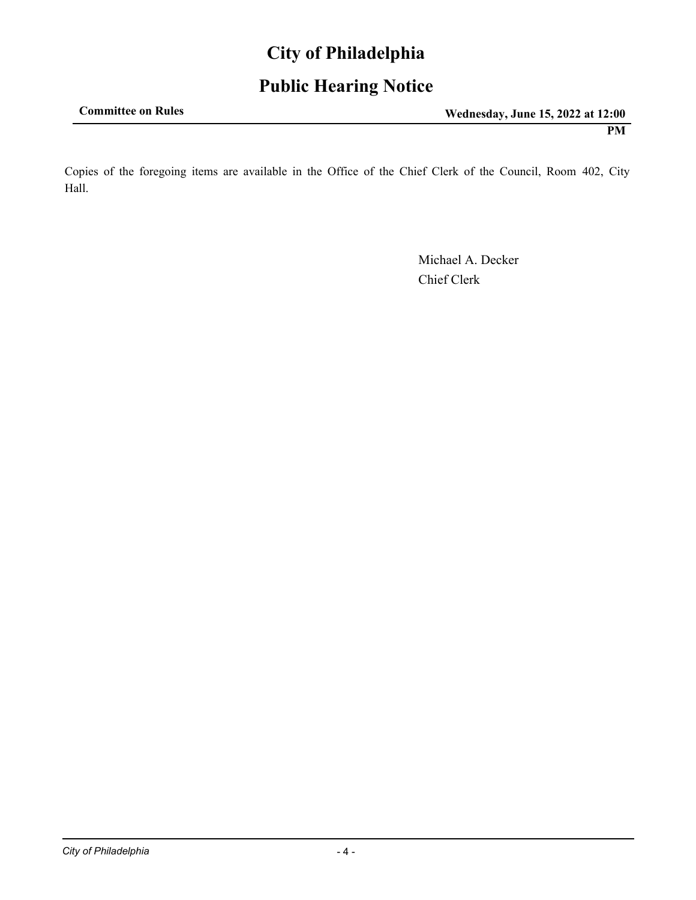# City of Philadelphia

## Public Hearing Notice

**Committee on Rules** **Wednesday, June 15, 2022 at 12:00 PM**

---

Copies of the foregoing items are available in the Office of the Chief Clerk of the Council, Room 402, City Hall.

Michael A. Decker
Chief Clerk